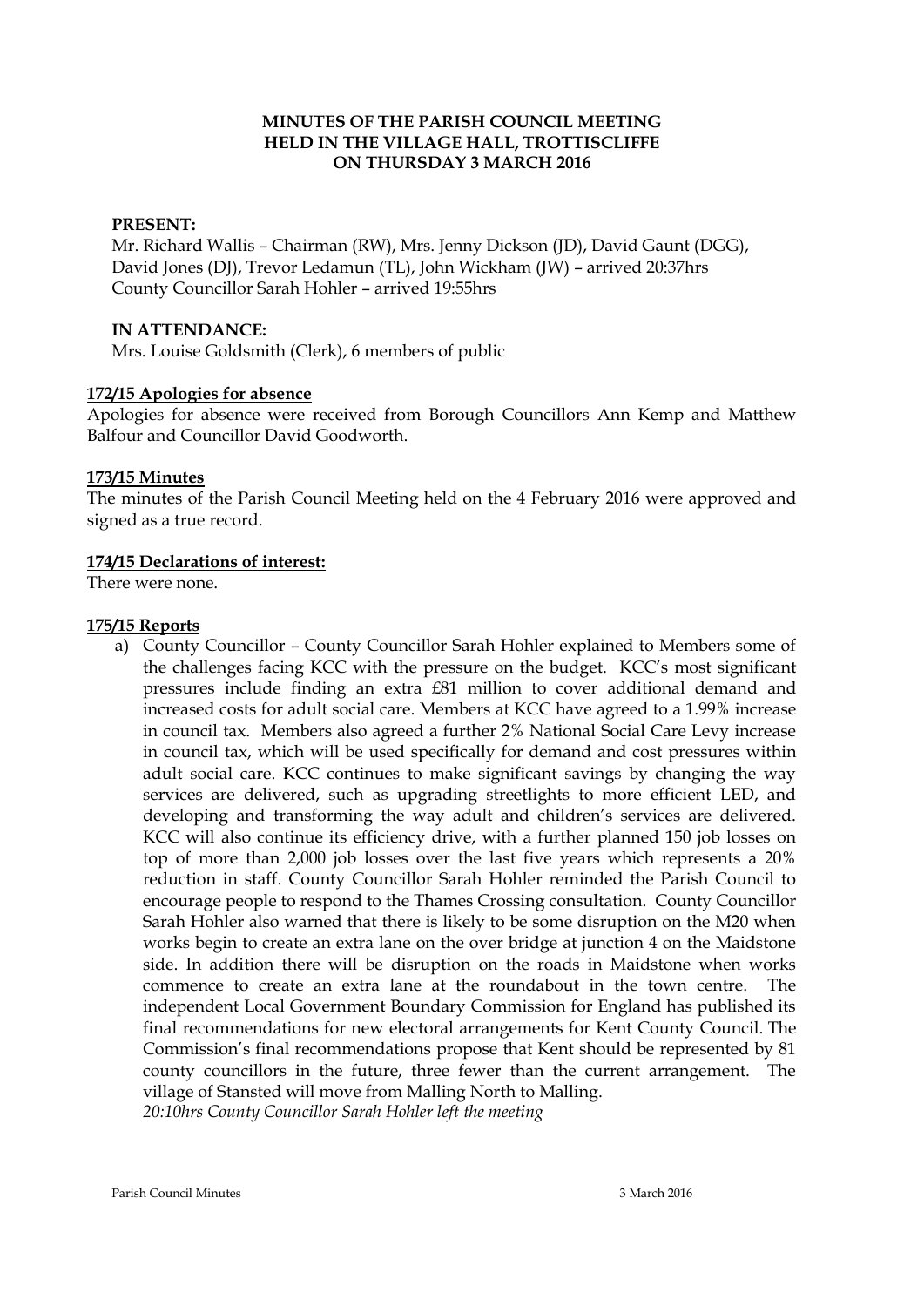# MINUTES OF THE PARISH COUNCIL MEETING HELD IN THE VILLAGE HALL, TROTTISCLIFFE ON THURSDAY 3 MARCH 2016

**PRESENT:**

Mr. Richard Wallis – Chairman (RW), Mrs. Jenny Dickson (JD), David Gaunt (DGG), David Jones (DJ), Trevor Ledamun (TL), John Wickham (JW) – arrived 20:37hrs
County Councillor Sarah Hohler – arrived 19:55hrs

**IN ATTENDANCE:**

Mrs. Louise Goldsmith (Clerk), 6 members of public

**172/15 Apologies for absence**

Apologies for absence were received from Borough Councillors Ann Kemp and Matthew Balfour and Councillor David Goodworth.

**173/15 Minutes**

The minutes of the Parish Council Meeting held on the 4 February 2016 were approved and signed as a true record.

**174/15 Declarations of interest:**

There were none.

**175/15 Reports**

a) County Councillor – County Councillor Sarah Hohler explained to Members some of the challenges facing KCC with the pressure on the budget. KCC's most significant pressures include finding an extra £81 million to cover additional demand and increased costs for adult social care. Members at KCC have agreed to a 1.99% increase in council tax. Members also agreed a further 2% National Social Care Levy increase in council tax, which will be used specifically for demand and cost pressures within adult social care. KCC continues to make significant savings by changing the way services are delivered, such as upgrading streetlights to more efficient LED, and developing and transforming the way adult and children's services are delivered. KCC will also continue its efficiency drive, with a further planned 150 job losses on top of more than 2,000 job losses over the last five years which represents a 20% reduction in staff. County Councillor Sarah Hohler reminded the Parish Council to encourage people to respond to the Thames Crossing consultation. County Councillor Sarah Hohler also warned that there is likely to be some disruption on the M20 when works begin to create an extra lane on the over bridge at junction 4 on the Maidstone side. In addition there will be disruption on the roads in Maidstone when works commence to create an extra lane at the roundabout in the town centre. The independent Local Government Boundary Commission for England has published its final recommendations for new electoral arrangements for Kent County Council. The Commission's final recommendations propose that Kent should be represented by 81 county councillors in the future, three fewer than the current arrangement. The village of Stansted will move from Malling North to Malling.
*20:10hrs County Councillor Sarah Hohler left the meeting*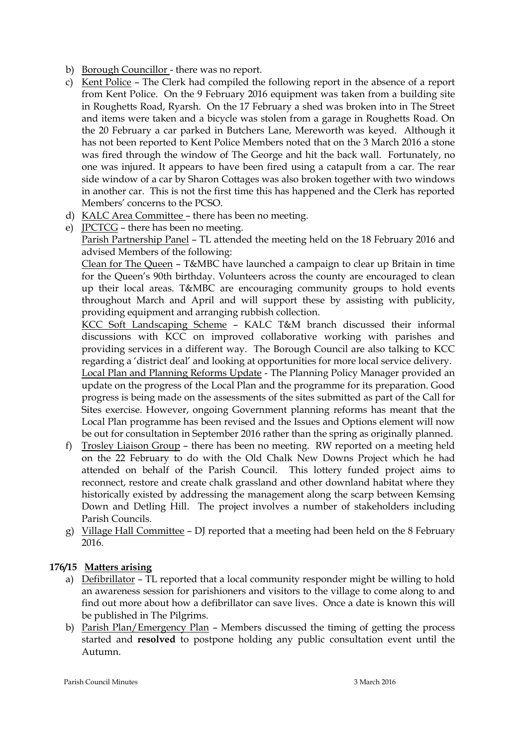b) Borough Councillor - there was no report.

c) Kent Police – The Clerk had compiled the following report in the absence of a report from Kent Police. On the 9 February 2016 equipment was taken from a building site in Roughetts Road, Ryarsh. On the 17 February a shed was broken into in The Street and items were taken and a bicycle was stolen from a garage in Roughetts Road. On the 20 February a car parked in Butchers Lane, Mereworth was keyed. Although it has not been reported to Kent Police Members noted that on the 3 March 2016 a stone was fired through the window of The George and hit the back wall. Fortunately, no one was injured. It appears to have been fired using a catapult from a car. The rear side window of a car by Sharon Cottages was also broken together with two windows in another car. This is not the first time this has happened and the Clerk has reported Members' concerns to the PCSO.

d) KALC Area Committee – there has been no meeting.

e) JPCTCG – there has been no meeting.

Parish Partnership Panel – TL attended the meeting held on the 18 February 2016 and advised Members of the following:

Clean for The Queen – T&MBC have launched a campaign to clear up Britain in time for the Queen's 90th birthday. Volunteers across the county are encouraged to clean up their local areas. T&MBC are encouraging community groups to hold events throughout March and April and will support these by assisting with publicity, providing equipment and arranging rubbish collection.

KCC Soft Landscaping Scheme – KALC T&M branch discussed their informal discussions with KCC on improved collaborative working with parishes and providing services in a different way. The Borough Council are also talking to KCC regarding a 'district deal' and looking at opportunities for more local service delivery.

Local Plan and Planning Reforms Update - The Planning Policy Manager provided an update on the progress of the Local Plan and the programme for its preparation. Good progress is being made on the assessments of the sites submitted as part of the Call for Sites exercise. However, ongoing Government planning reforms has meant that the Local Plan programme has been revised and the Issues and Options element will now be out for consultation in September 2016 rather than the spring as originally planned.

f) Trosley Liaison Group – there has been no meeting. RW reported on a meeting held on the 22 February to do with the Old Chalk New Downs Project which he had attended on behalf of the Parish Council. This lottery funded project aims to reconnect, restore and create chalk grassland and other downland habitat where they historically existed by addressing the management along the scarp between Kemsing Down and Detling Hill. The project involves a number of stakeholders including Parish Councils.

g) Village Hall Committee – DJ reported that a meeting had been held on the 8 February 2016.

**176/15 Matters arising**

a) Defibrillator – TL reported that a local community responder might be willing to hold an awareness session for parishioners and visitors to the village to come along to and find out more about how a defibrillator can save lives. Once a date is known this will be published in The Pilgrims.

b) Parish Plan/Emergency Plan – Members discussed the timing of getting the process started and **resolved** to postpone holding any public consultation event until the Autumn.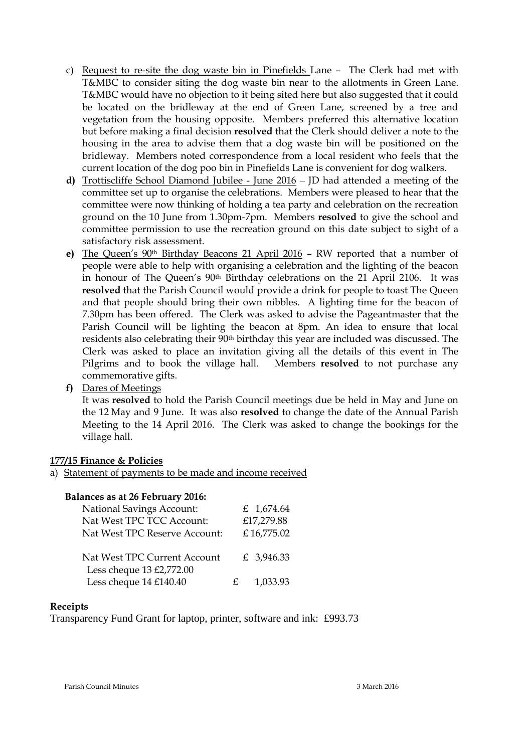c) Request to re-site the dog waste bin in Pinefields Lane – The Clerk had met with T&MBC to consider siting the dog waste bin near to the allotments in Green Lane. T&MBC would have no objection to it being sited here but also suggested that it could be located on the bridleway at the end of Green Lane, screened by a tree and vegetation from the housing opposite. Members preferred this alternative location but before making a final decision **resolved** that the Clerk should deliver a note to the housing in the area to advise them that a dog waste bin will be positioned on the bridleway. Members noted correspondence from a local resident who feels that the current location of the dog poo bin in Pinefields Lane is convenient for dog walkers.

**d)** Trottiscliffe School Diamond Jubilee - June 2016 – JD had attended a meeting of the committee set up to organise the celebrations. Members were pleased to hear that the committee were now thinking of holding a tea party and celebration on the recreation ground on the 10 June from 1.30pm-7pm. Members **resolved** to give the school and committee permission to use the recreation ground on this date subject to sight of a satisfactory risk assessment.

**e)** The Queen's 90th Birthday Beacons 21 April 2016 – RW reported that a number of people were able to help with organising a celebration and the lighting of the beacon in honour of The Queen's 90th Birthday celebrations on the 21 April 2106. It was **resolved** that the Parish Council would provide a drink for people to toast The Queen and that people should bring their own nibbles. A lighting time for the beacon of 7.30pm has been offered. The Clerk was asked to advise the Pageantmaster that the Parish Council will be lighting the beacon at 8pm. An idea to ensure that local residents also celebrating their 90th birthday this year are included was discussed. The Clerk was asked to place an invitation giving all the details of this event in The Pilgrims and to book the village hall. Members **resolved** to not purchase any commemorative gifts.

**f)** Dares of Meetings

It was **resolved** to hold the Parish Council meetings due be held in May and June on the 12 May and 9 June. It was also **resolved** to change the date of the Annual Parish Meeting to the 14 April 2016. The Clerk was asked to change the bookings for the village hall.

**177/15 Finance & Policies**

a) Statement of payments to be made and income received

**Balances as at 26 February 2016:**

| | |
|---|---|
| National Savings Account: | £ 1,674.64 |
| Nat West TPC TCC Account: | £17,279.88 |
| Nat West TPC Reserve Account: | £16,775.02 |
| | |
| Nat West TPC Current Account | £ 3,946.33 |
| Less cheque 13 £2,772.00 | |
| Less cheque 14 £140.40 | £ 1,033.93 |

**Receipts**

Transparency Fund Grant for laptop, printer, software and ink: £993.73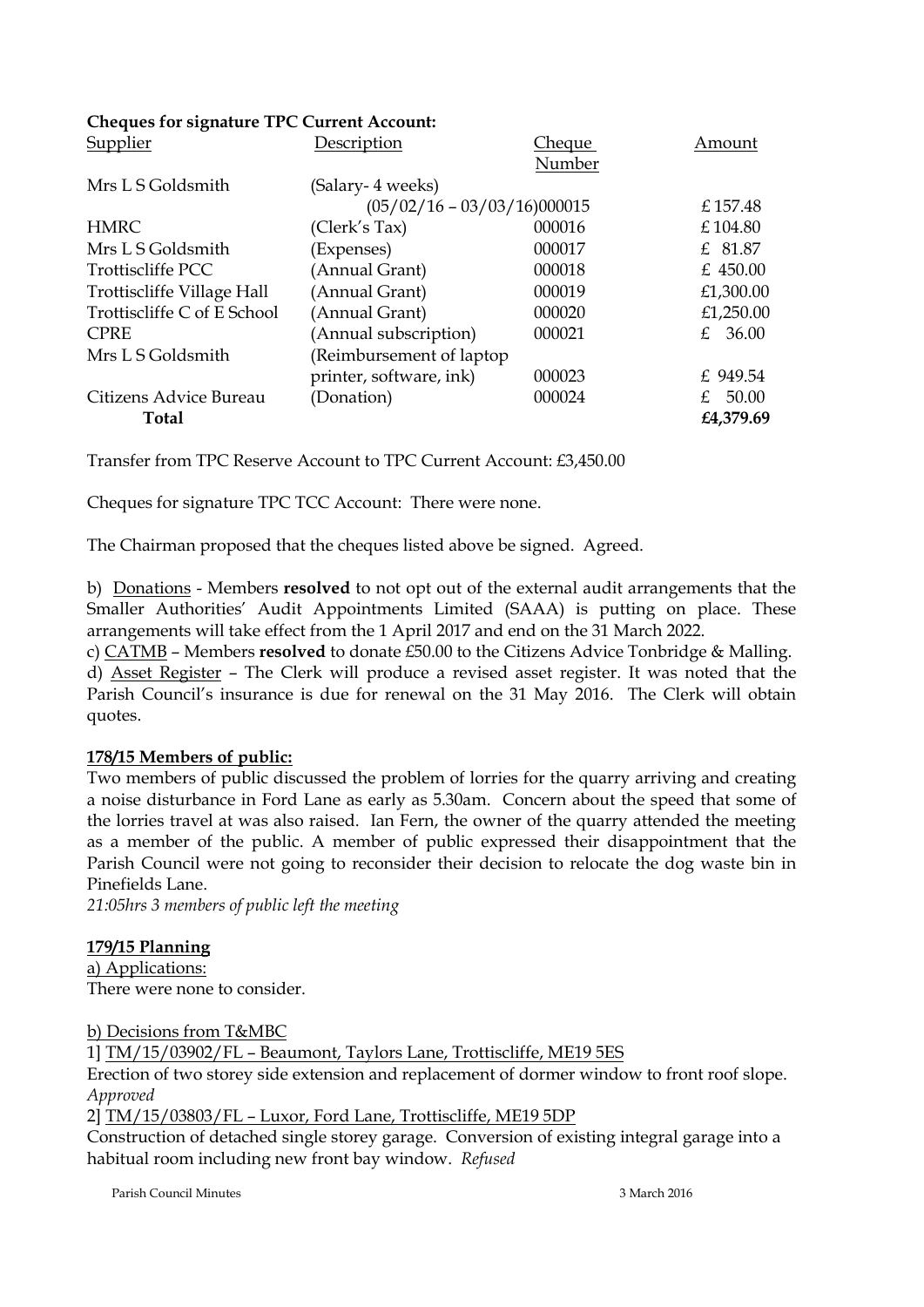**Cheques for signature TPC Current Account:**

| Supplier | Description | Cheque Number | Amount |
|---|---|---|---|
| Mrs L S Goldsmith | (Salary- 4 weeks) (05/02/16 – 03/03/16) | 000015 | £ 157.48 |
| HMRC | (Clerk's Tax) | 000016 | £ 104.80 |
| Mrs L S Goldsmith | (Expenses) | 000017 | £ 81.87 |
| Trottiscliffe PCC | (Annual Grant) | 000018 | £ 450.00 |
| Trottiscliffe Village Hall | (Annual Grant) | 000019 | £1,300.00 |
| Trottiscliffe C of E School | (Annual Grant) | 000020 | £1,250.00 |
| CPRE | (Annual subscription) | 000021 | £ 36.00 |
| Mrs L S Goldsmith | (Reimbursement of laptop printer, software, ink) | 000023 | £ 949.54 |
| Citizens Advice Bureau | (Donation) | 000024 | £ 50.00 |
| **Total** | | | **£4,379.69** |

Transfer from TPC Reserve Account to TPC Current Account: £3,450.00

Cheques for signature TPC TCC Account: There were none.

The Chairman proposed that the cheques listed above be signed. Agreed.

b) Donations - Members **resolved** to not opt out of the external audit arrangements that the Smaller Authorities' Audit Appointments Limited (SAAA) is putting on place. These arrangements will take effect from the 1 April 2017 and end on the 31 March 2022.
c) CATMB – Members **resolved** to donate £50.00 to the Citizens Advice Tonbridge & Malling.
d) Asset Register – The Clerk will produce a revised asset register. It was noted that the Parish Council's insurance is due for renewal on the 31 May 2016. The Clerk will obtain quotes.

**178/15 Members of public:**

Two members of public discussed the problem of lorries for the quarry arriving and creating a noise disturbance in Ford Lane as early as 5.30am. Concern about the speed that some of the lorries travel at was also raised. Ian Fern, the owner of the quarry attended the meeting as a member of the public. A member of public expressed their disappointment that the Parish Council were not going to reconsider their decision to relocate the dog waste bin in Pinefields Lane.

*21:05hrs 3 members of public left the meeting*

**179/15 Planning**

a) Applications:
There were none to consider.

b) Decisions from T&MBC

1] TM/15/03902/FL – Beaumont, Taylors Lane, Trottiscliffe, ME19 5ES
Erection of two storey side extension and replacement of dormer window to front roof slope. *Approved*

2] TM/15/03803/FL – Luxor, Ford Lane, Trottiscliffe, ME19 5DP
Construction of detached single storey garage. Conversion of existing integral garage into a habitual room including new front bay window. *Refused*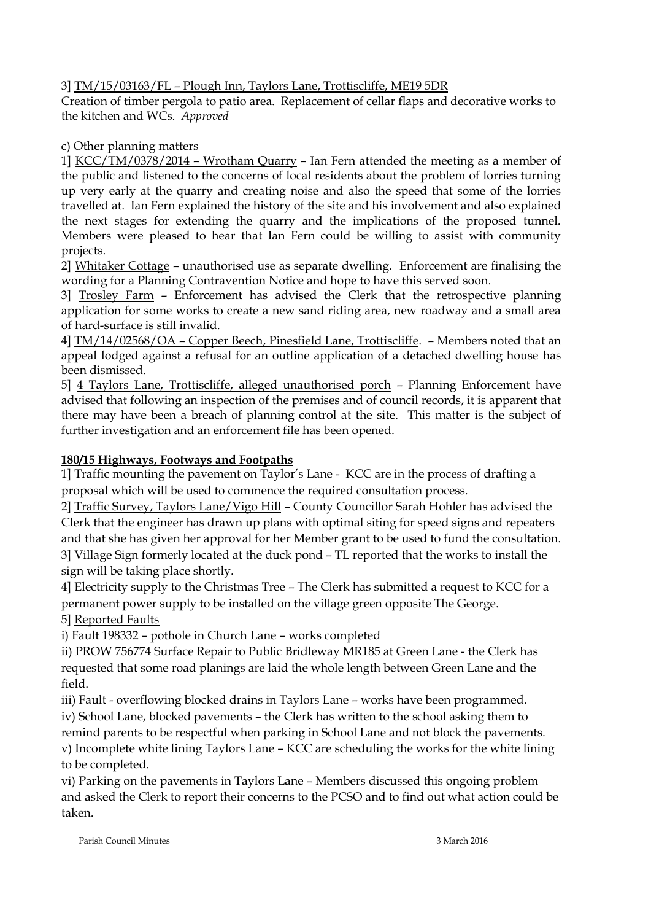3] TM/15/03163/FL – Plough Inn, Taylors Lane, Trottiscliffe, ME19 5DR

Creation of timber pergola to patio area. Replacement of cellar flaps and decorative works to the kitchen and WCs. *Approved*

c) Other planning matters

1] KCC/TM/0378/2014 – Wrotham Quarry – Ian Fern attended the meeting as a member of the public and listened to the concerns of local residents about the problem of lorries turning up very early at the quarry and creating noise and also the speed that some of the lorries travelled at. Ian Fern explained the history of the site and his involvement and also explained the next stages for extending the quarry and the implications of the proposed tunnel. Members were pleased to hear that Ian Fern could be willing to assist with community projects.

2] Whitaker Cottage – unauthorised use as separate dwelling. Enforcement are finalising the wording for a Planning Contravention Notice and hope to have this served soon.

3] Trosley Farm – Enforcement has advised the Clerk that the retrospective planning application for some works to create a new sand riding area, new roadway and a small area of hard-surface is still invalid.

4] TM/14/02568/OA – Copper Beech, Pinesfield Lane, Trottiscliffe. – Members noted that an appeal lodged against a refusal for an outline application of a detached dwelling house has been dismissed.

5] 4 Taylors Lane, Trottiscliffe, alleged unauthorised porch – Planning Enforcement have advised that following an inspection of the premises and of council records, it is apparent that there may have been a breach of planning control at the site. This matter is the subject of further investigation and an enforcement file has been opened.

**180/15 Highways, Footways and Footpaths**

1] Traffic mounting the pavement on Taylor's Lane - KCC are in the process of drafting a proposal which will be used to commence the required consultation process.

2] Traffic Survey, Taylors Lane/Vigo Hill – County Councillor Sarah Hohler has advised the Clerk that the engineer has drawn up plans with optimal siting for speed signs and repeaters and that she has given her approval for her Member grant to be used to fund the consultation.

3] Village Sign formerly located at the duck pond – TL reported that the works to install the sign will be taking place shortly.

4] Electricity supply to the Christmas Tree – The Clerk has submitted a request to KCC for a permanent power supply to be installed on the village green opposite The George.

5] Reported Faults

i) Fault 198332 – pothole in Church Lane – works completed

ii) PROW 756774 Surface Repair to Public Bridleway MR185 at Green Lane - the Clerk has requested that some road planings are laid the whole length between Green Lane and the field.

iii) Fault - overflowing blocked drains in Taylors Lane – works have been programmed.

iv) School Lane, blocked pavements – the Clerk has written to the school asking them to remind parents to be respectful when parking in School Lane and not block the pavements.

v) Incomplete white lining Taylors Lane – KCC are scheduling the works for the white lining to be completed.

vi) Parking on the pavements in Taylors Lane – Members discussed this ongoing problem and asked the Clerk to report their concerns to the PCSO and to find out what action could be taken.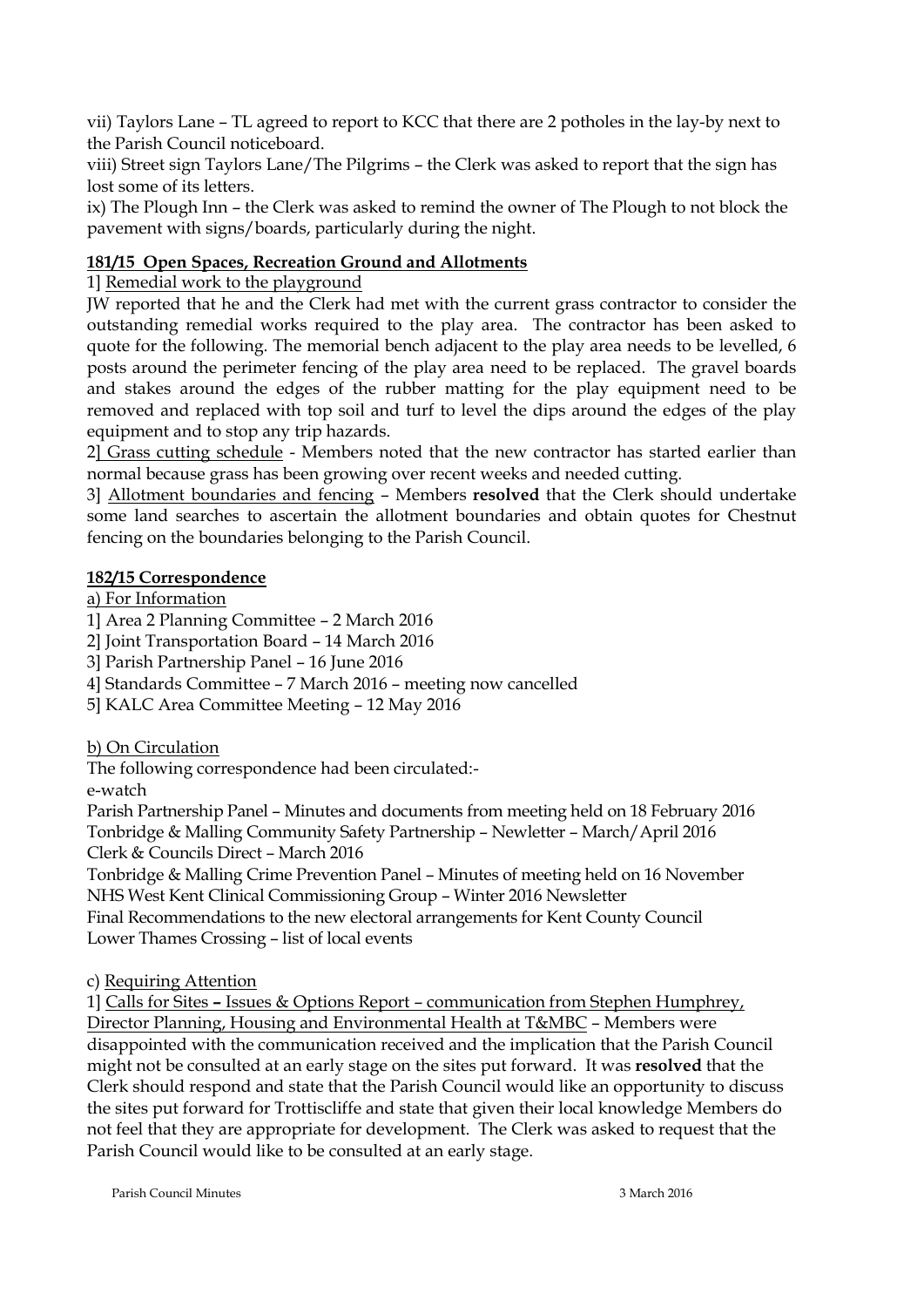vii) Taylors Lane – TL agreed to report to KCC that there are 2 potholes in the lay-by next to the Parish Council noticeboard.

viii) Street sign Taylors Lane/The Pilgrims – the Clerk was asked to report that the sign has lost some of its letters.

ix) The Plough Inn – the Clerk was asked to remind the owner of The Plough to not block the pavement with signs/boards, particularly during the night.

**181/15 Open Spaces, Recreation Ground and Allotments**

1] Remedial work to the playground

JW reported that he and the Clerk had met with the current grass contractor to consider the outstanding remedial works required to the play area. The contractor has been asked to quote for the following. The memorial bench adjacent to the play area needs to be levelled, 6 posts around the perimeter fencing of the play area need to be replaced. The gravel boards and stakes around the edges of the rubber matting for the play equipment need to be removed and replaced with top soil and turf to level the dips around the edges of the play equipment and to stop any trip hazards.

2] Grass cutting schedule - Members noted that the new contractor has started earlier than normal because grass has been growing over recent weeks and needed cutting.

3] Allotment boundaries and fencing – Members **resolved** that the Clerk should undertake some land searches to ascertain the allotment boundaries and obtain quotes for Chestnut fencing on the boundaries belonging to the Parish Council.

**182/15 Correspondence**

a) For Information

1] Area 2 Planning Committee – 2 March 2016
2] Joint Transportation Board – 14 March 2016
3] Parish Partnership Panel – 16 June 2016
4] Standards Committee – 7 March 2016 – meeting now cancelled
5] KALC Area Committee Meeting – 12 May 2016

b) On Circulation

The following correspondence had been circulated:-
e-watch
Parish Partnership Panel – Minutes and documents from meeting held on 18 February 2016
Tonbridge & Malling Community Safety Partnership – Newletter – March/April 2016
Clerk & Councils Direct – March 2016
Tonbridge & Malling Crime Prevention Panel – Minutes of meeting held on 16 November
NHS West Kent Clinical Commissioning Group – Winter 2016 Newsletter
Final Recommendations to the new electoral arrangements for Kent County Council
Lower Thames Crossing – list of local events

c) Requiring Attention

1] Calls for Sites – Issues & Options Report – communication from Stephen Humphrey, Director Planning, Housing and Environmental Health at T&MBC – Members were disappointed with the communication received and the implication that the Parish Council might not be consulted at an early stage on the sites put forward. It was **resolved** that the Clerk should respond and state that the Parish Council would like an opportunity to discuss the sites put forward for Trottiscliffe and state that given their local knowledge Members do not feel that they are appropriate for development. The Clerk was asked to request that the Parish Council would like to be consulted at an early stage.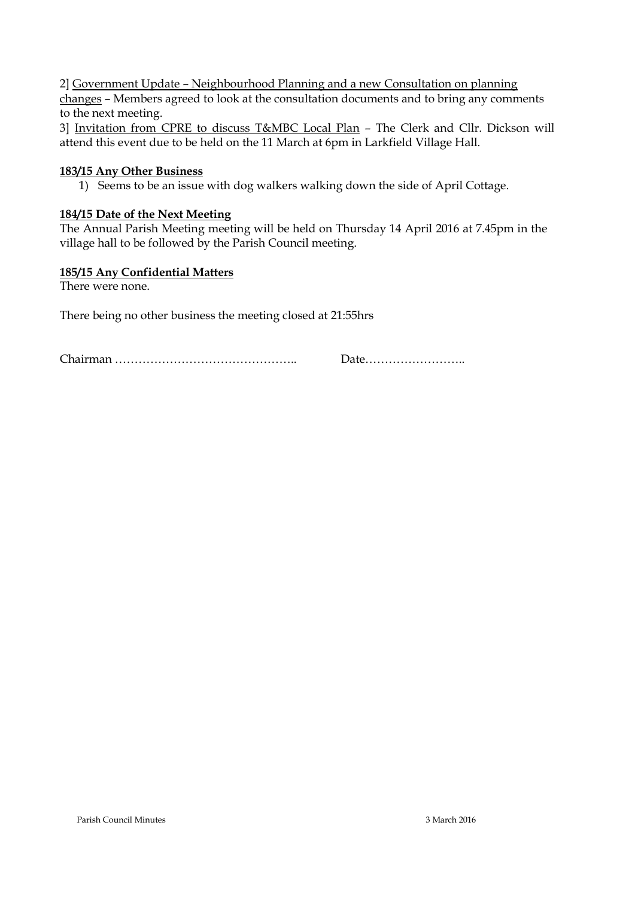2] Government Update – Neighbourhood Planning and a new Consultation on planning changes – Members agreed to look at the consultation documents and to bring any comments to the next meeting.

3] Invitation from CPRE to discuss T&MBC Local Plan – The Clerk and Cllr. Dickson will attend this event due to be held on the 11 March at 6pm in Larkfield Village Hall.

**183/15 Any Other Business**

1) Seems to be an issue with dog walkers walking down the side of April Cottage.

**184/15 Date of the Next Meeting**

The Annual Parish Meeting meeting will be held on Thursday 14 April 2016 at 7.45pm in the village hall to be followed by the Parish Council meeting.

**185/15 Any Confidential Matters**

There were none.

There being no other business the meeting closed at 21:55hrs

Chairman ……………………………………….. Date……………………..